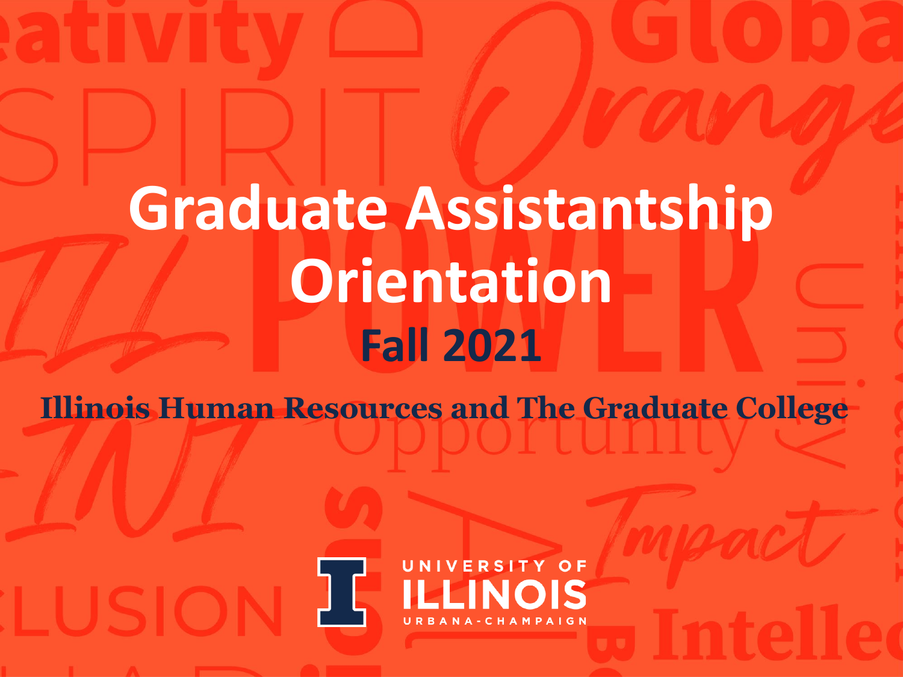# Graduate Assistantship Orientation

## Fall 2021

**Illinois Human Resources and The Graduate College**

UNIVERSITY OF ILLINOIS URBANA-CHAMPAIGN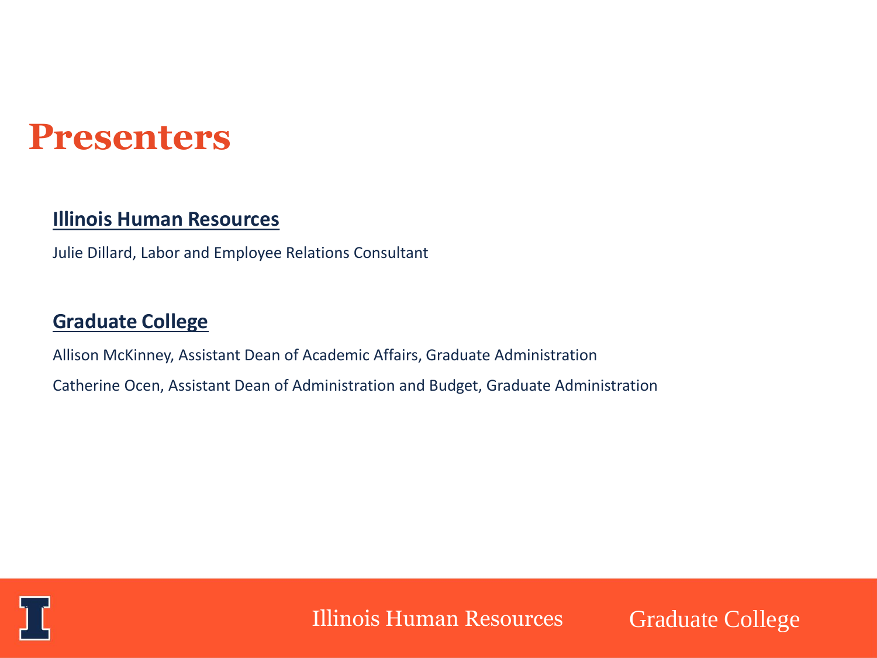# Presenters

## Illinois Human Resources

Julie Dillard, Labor and Employee Relations Consultant

## Graduate College

Allison McKinney, Assistant Dean of Academic Affairs, Graduate Administration

Catherine Ocen, Assistant Dean of Administration and Budget, Graduate Administration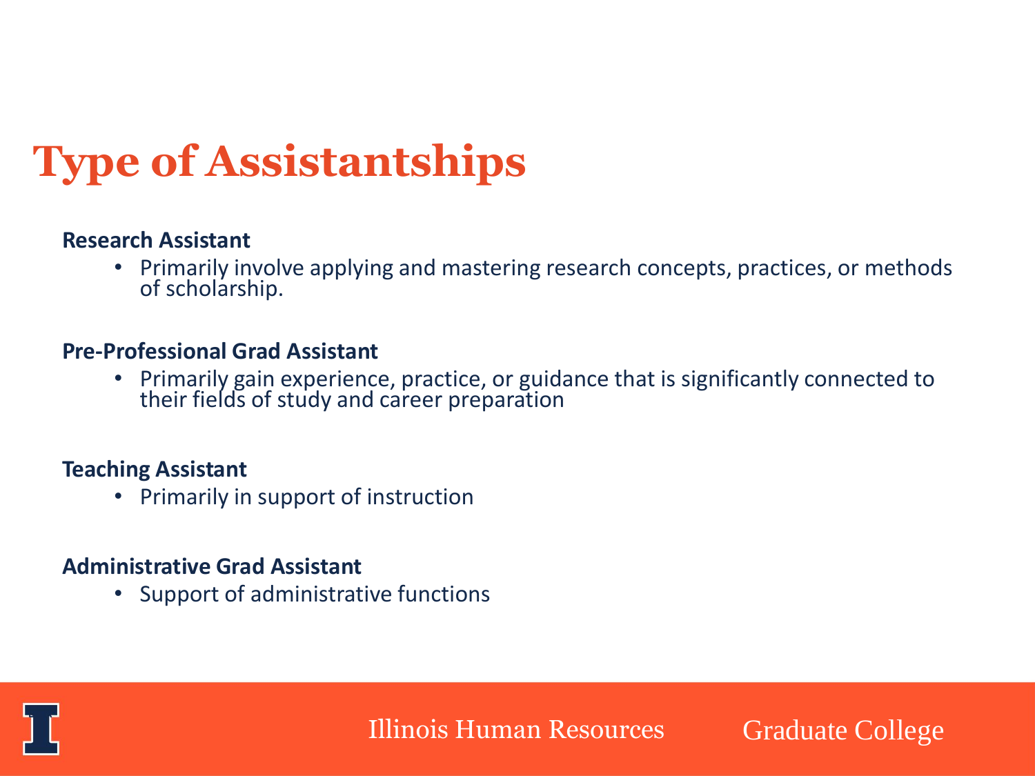# Type of Assistantships

**Research Assistant**

- Primarily involve applying and mastering research concepts, practices, or methods of scholarship.

**Pre-Professional Grad Assistant**

- Primarily gain experience, practice, or guidance that is significantly connected to their fields of study and career preparation

**Teaching Assistant**

- Primarily in support of instruction

**Administrative Grad Assistant**

- Support of administrative functions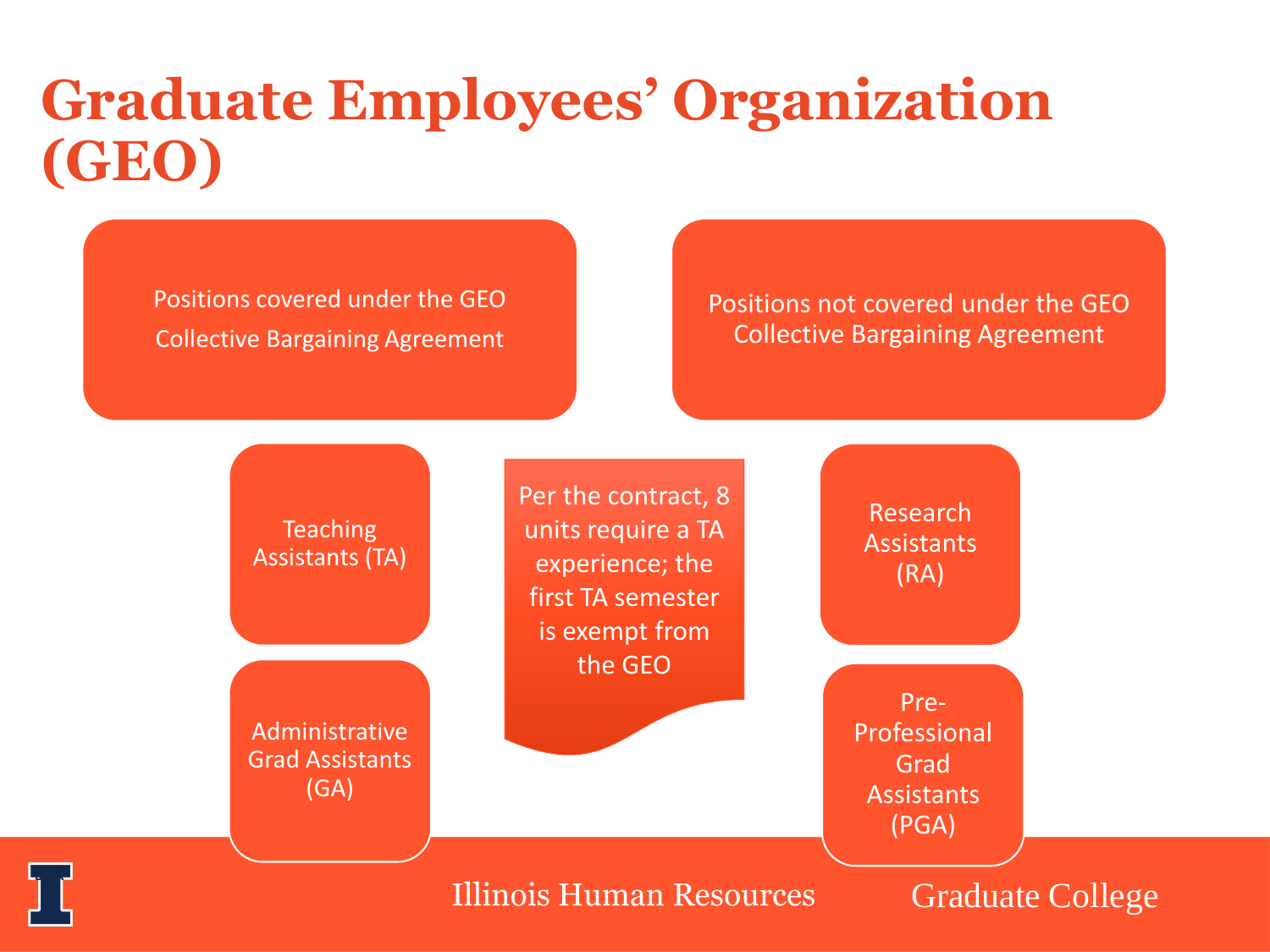# Graduate Employees' Organization (GEO)

**Positions covered under the GEO Collective Bargaining Agreement**

- Teaching Assistants (TA)
- Administrative Grad Assistants (GA)

**Positions not covered under the GEO Collective Bargaining Agreement**

- Research Assistants (RA)
- Pre-Professional Grad Assistants (PGA)

Per the contract, 8 units require a TA experience; the first TA semester is exempt from the GEO

Illinois Human Resources

Graduate College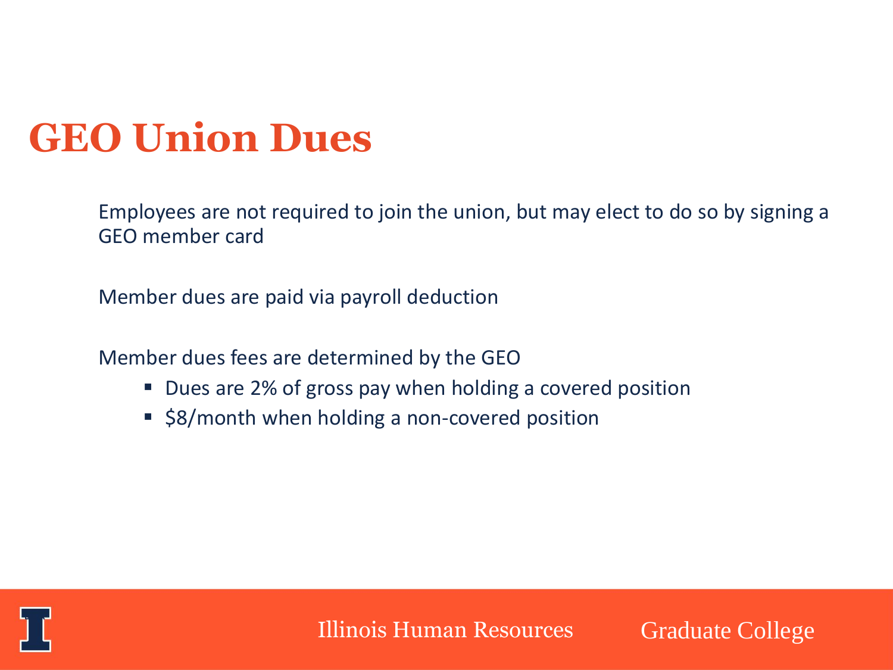# GEO Union Dues

Employees are not required to join the union, but may elect to do so by signing a GEO member card

Member dues are paid via payroll deduction

Member dues fees are determined by the GEO

- Dues are 2% of gross pay when holding a covered position
- $8/month when holding a non-covered position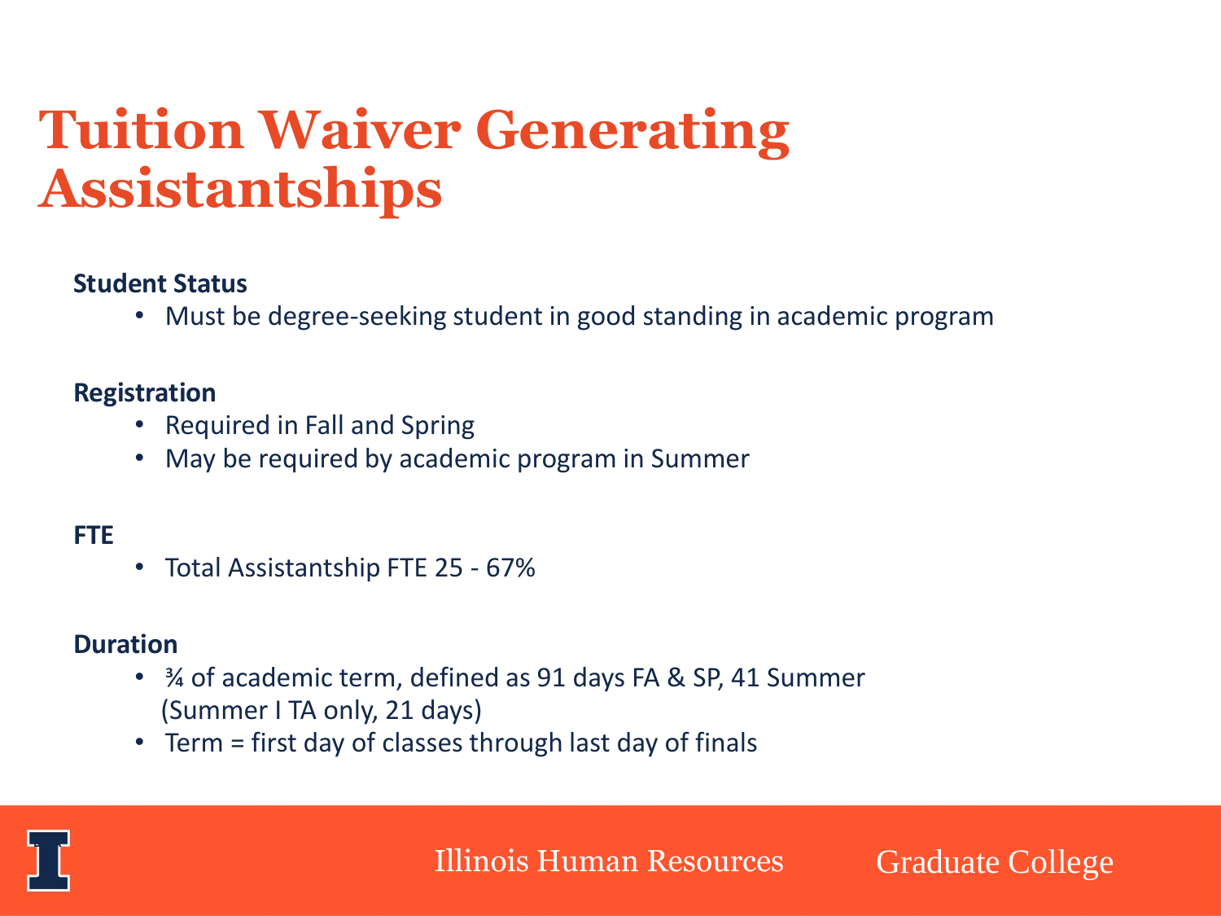# Tuition Waiver Generating Assistantships

**Student Status**

- Must be degree-seeking student in good standing in academic program

**Registration**

- Required in Fall and Spring
- May be required by academic program in Summer

**FTE**

- Total Assistantship FTE 25 - 67%

**Duration**

- ¾ of academic term, defined as 91 days FA & SP, 41 Summer (Summer I TA only, 21 days)
- Term = first day of classes through last day of finals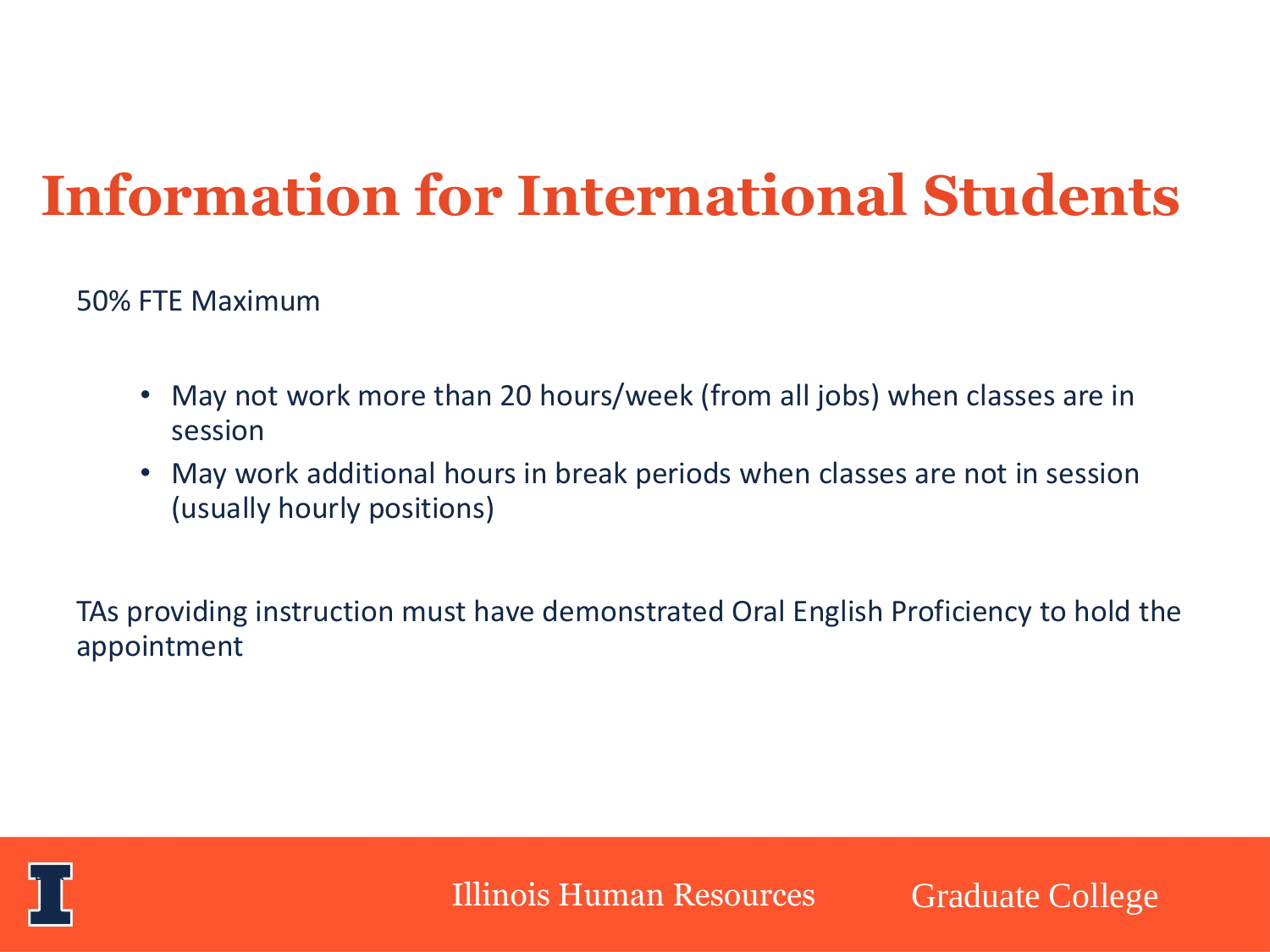# Information for International Students

50% FTE Maximum

- May not work more than 20 hours/week (from all jobs) when classes are in session
- May work additional hours in break periods when classes are not in session (usually hourly positions)

TAs providing instruction must have demonstrated Oral English Proficiency to hold the appointment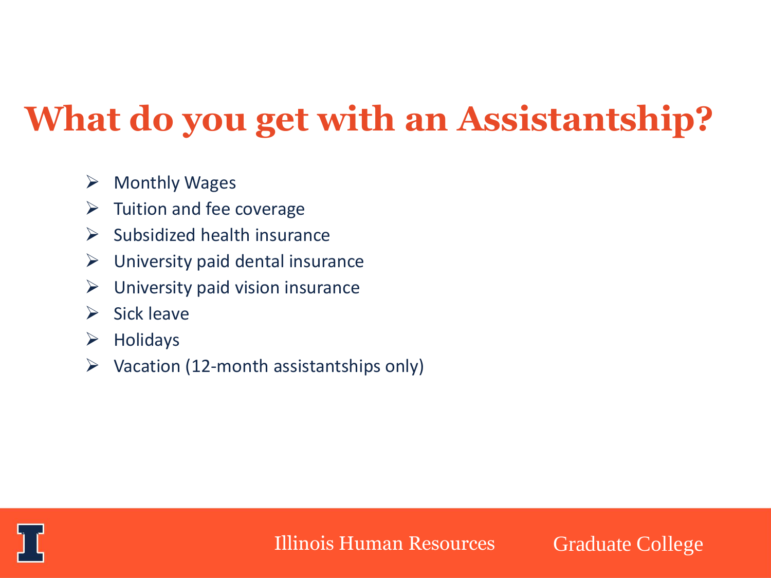# What do you get with an Assistantship?

- Monthly Wages
- Tuition and fee coverage
- Subsidized health insurance
- University paid dental insurance
- University paid vision insurance
- Sick leave
- Holidays
- Vacation (12-month assistantships only)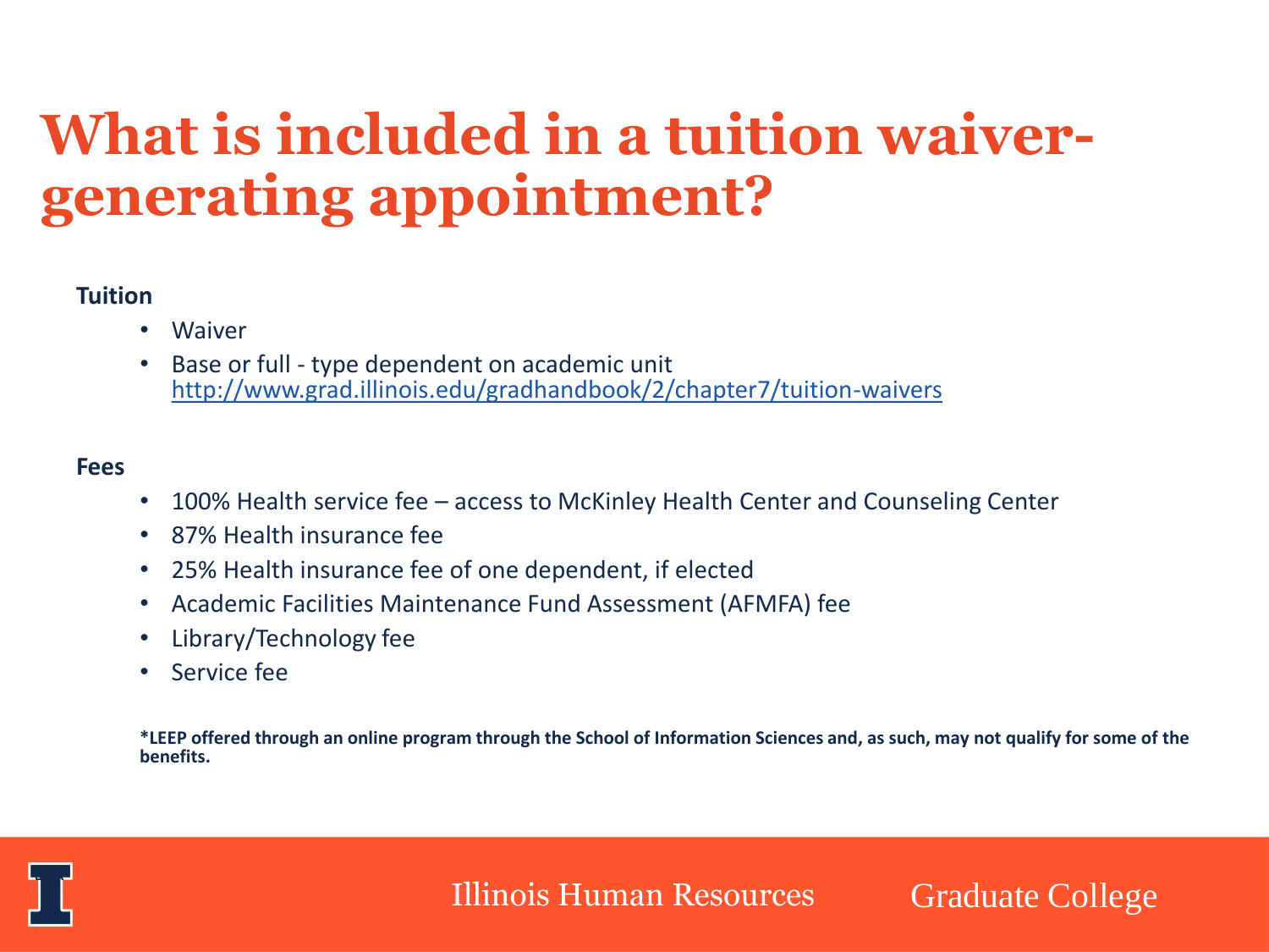# What is included in a tuition waiver-generating appointment?

**Tuition**

- Waiver
- Base or full - type dependent on academic unit
  http://www.grad.illinois.edu/gradhandbook/2/chapter7/tuition-waivers

**Fees**

- 100% Health service fee – access to McKinley Health Center and Counseling Center
- 87% Health insurance fee
- 25% Health insurance fee of one dependent, if elected
- Academic Facilities Maintenance Fund Assessment (AFMFA) fee
- Library/Technology fee
- Service fee

**\*LEEP offered through an online program through the School of Information Sciences and, as such, may not qualify for some of the benefits.**

Illinois Human Resources    Graduate College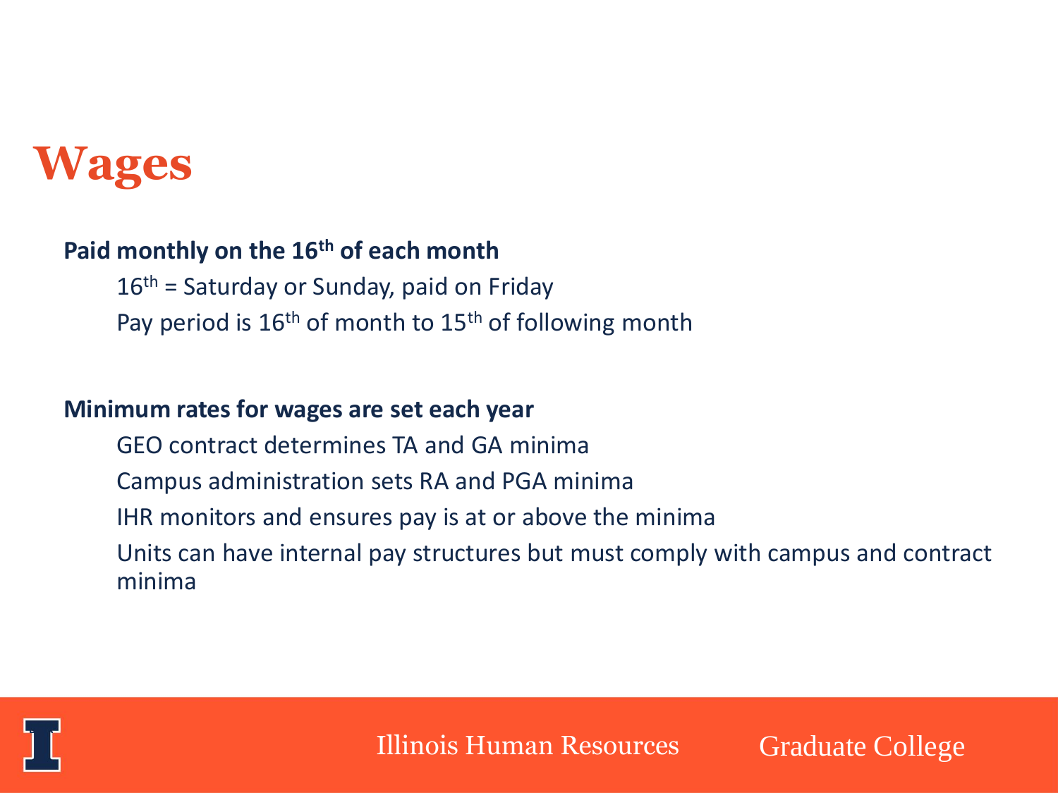# Wages

**Paid monthly on the 16th of each month**

- 16th = Saturday or Sunday, paid on Friday
- Pay period is 16th of month to 15th of following month

**Minimum rates for wages are set each year**

- GEO contract determines TA and GA minima
- Campus administration sets RA and PGA minima
- IHR monitors and ensures pay is at or above the minima
- Units can have internal pay structures but must comply with campus and contract minima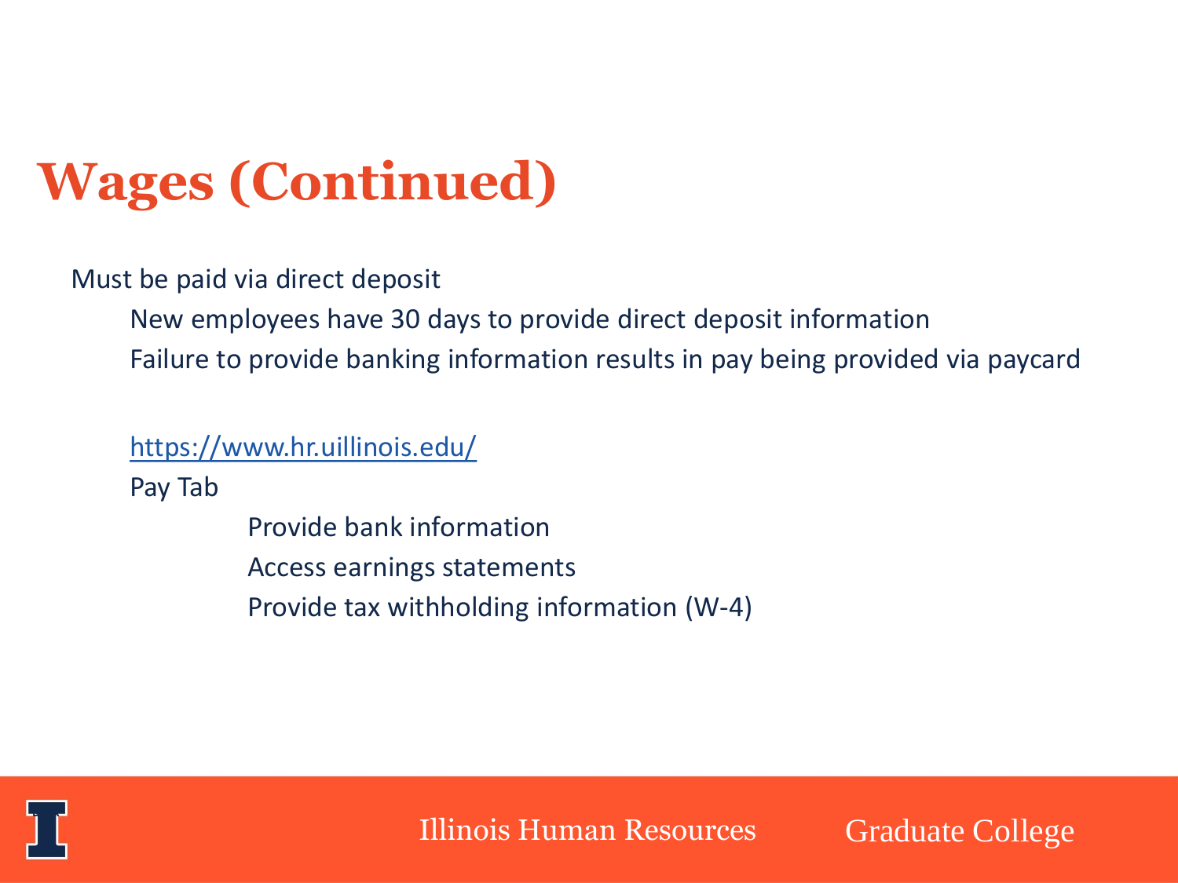# Wages (Continued)

- Must be paid via direct deposit
  - New employees have 30 days to provide direct deposit information
  - Failure to provide banking information results in pay being provided via paycard

  [https://www.hr.uillinois.edu/](https://www.hr.uillinois.edu/)

  Pay Tab

  - Provide bank information
  - Access earnings statements
  - Provide tax withholding information (W-4)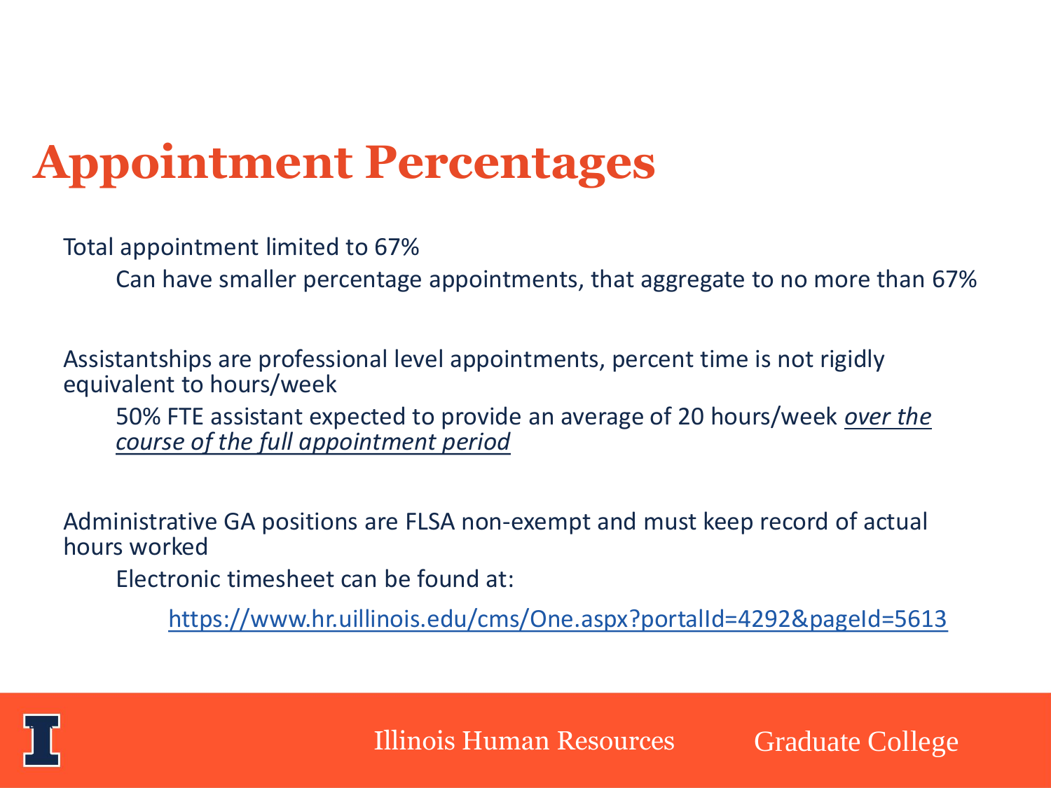# Appointment Percentages

Total appointment limited to 67%

- Can have smaller percentage appointments, that aggregate to no more than 67%

Assistantships are professional level appointments, percent time is not rigidly equivalent to hours/week

- 50% FTE assistant expected to provide an average of 20 hours/week *over the course of the full appointment period*

Administrative GA positions are FLSA non-exempt and must keep record of actual hours worked

- Electronic timesheet can be found at:
  - https://www.hr.uillinois.edu/cms/One.aspx?portalId=4292&pageId=5613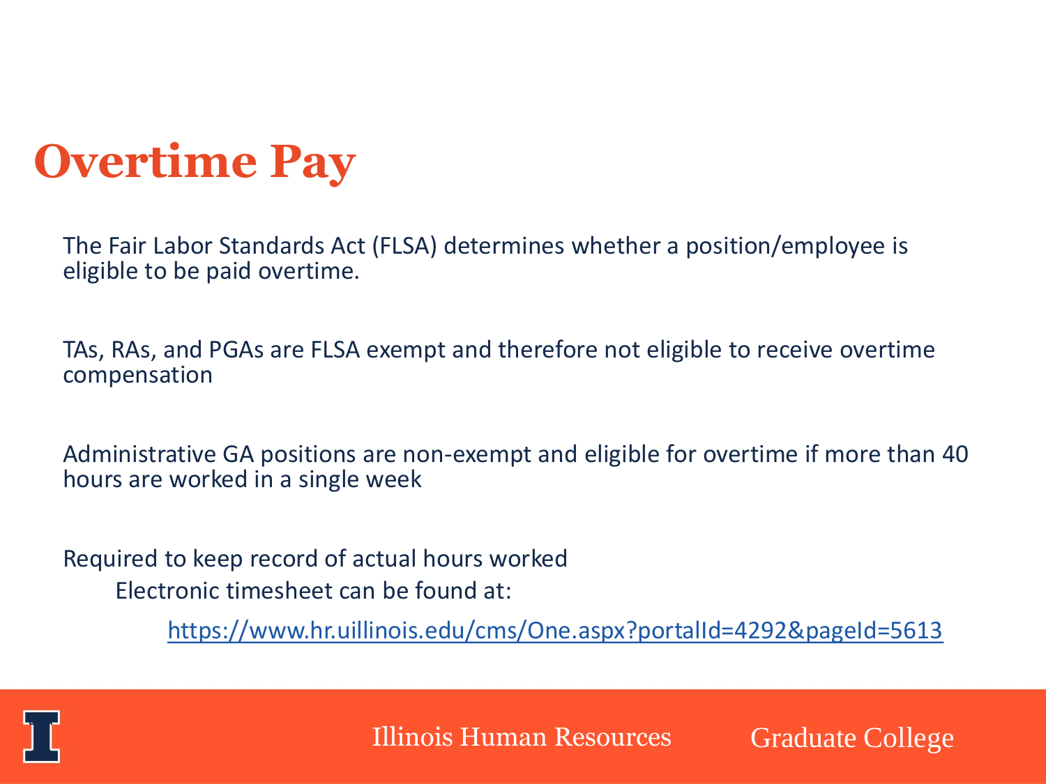# Overtime Pay

The Fair Labor Standards Act (FLSA) determines whether a position/employee is eligible to be paid overtime.

TAs, RAs, and PGAs are FLSA exempt and therefore not eligible to receive overtime compensation

Administrative GA positions are non-exempt and eligible for overtime if more than 40 hours are worked in a single week

Required to keep record of actual hours worked

Electronic timesheet can be found at:

https://www.hr.uillinois.edu/cms/One.aspx?portalId=4292&pageId=5613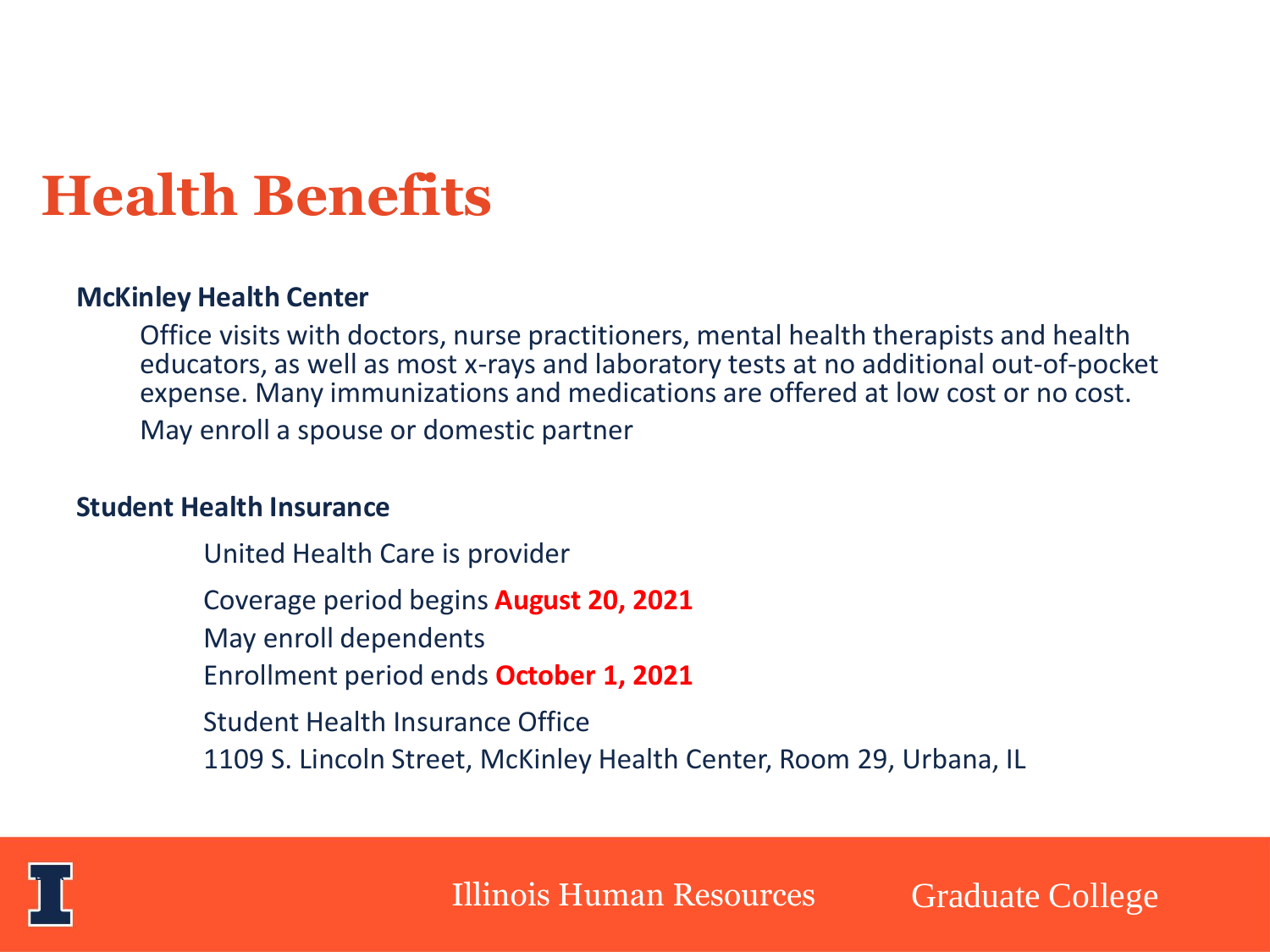# Health Benefits

**McKinley Health Center**

Office visits with doctors, nurse practitioners, mental health therapists and health educators, as well as most x-rays and laboratory tests at no additional out-of-pocket expense. Many immunizations and medications are offered at low cost or no cost.

May enroll a spouse or domestic partner

**Student Health Insurance**

United Health Care is provider

Coverage period begins **August 20, 2021**

May enroll dependents

Enrollment period ends **October 1, 2021**

Student Health Insurance Office

1109 S. Lincoln Street, McKinley Health Center, Room 29, Urbana, IL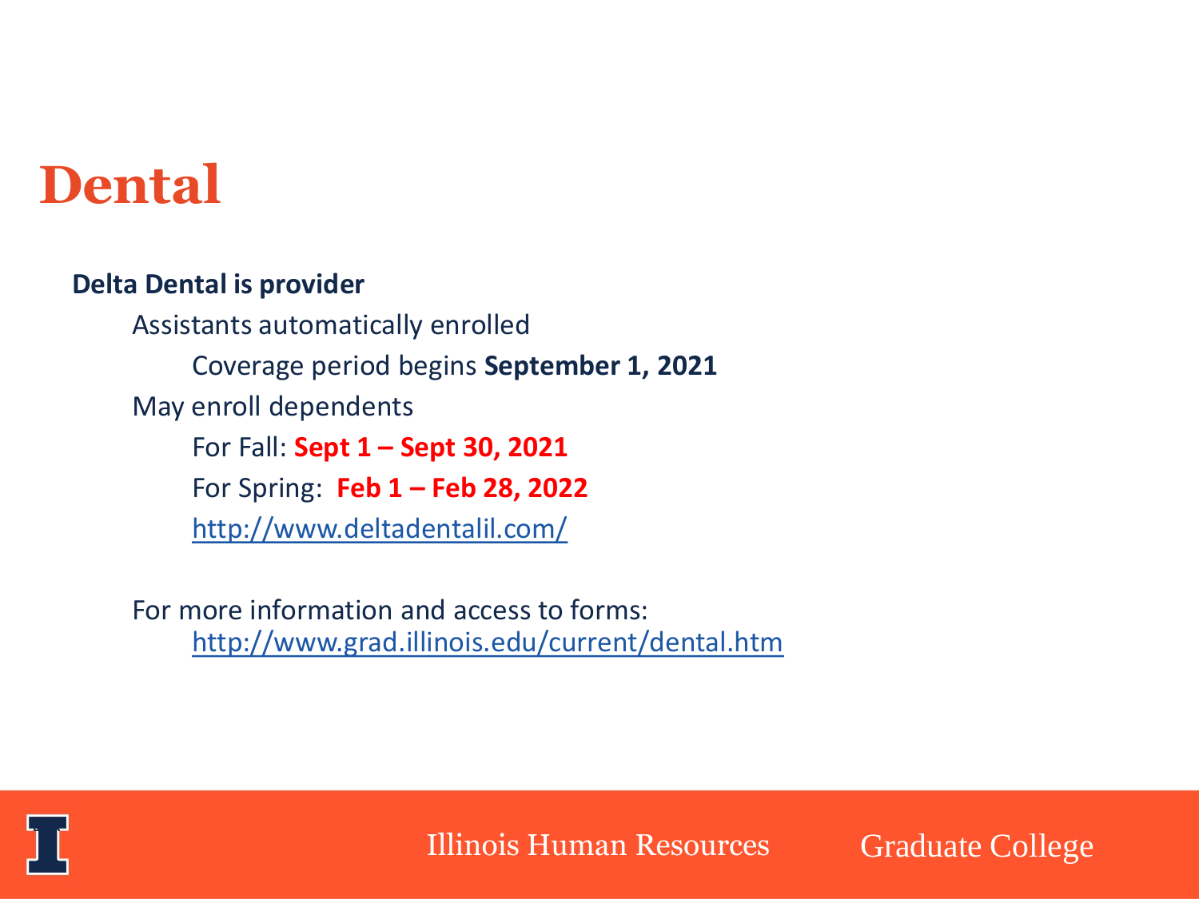# Dental

**Delta Dental is provider**

- Assistants automatically enrolled
  - Coverage period begins **September 1, 2021**
- May enroll dependents
  - For Fall: **Sept 1 – Sept 30, 2021**
  - For Spring: **Feb 1 – Feb 28, 2022**
  - http://www.deltadentalil.com/

For more information and access to forms:
http://www.grad.illinois.edu/current/dental.htm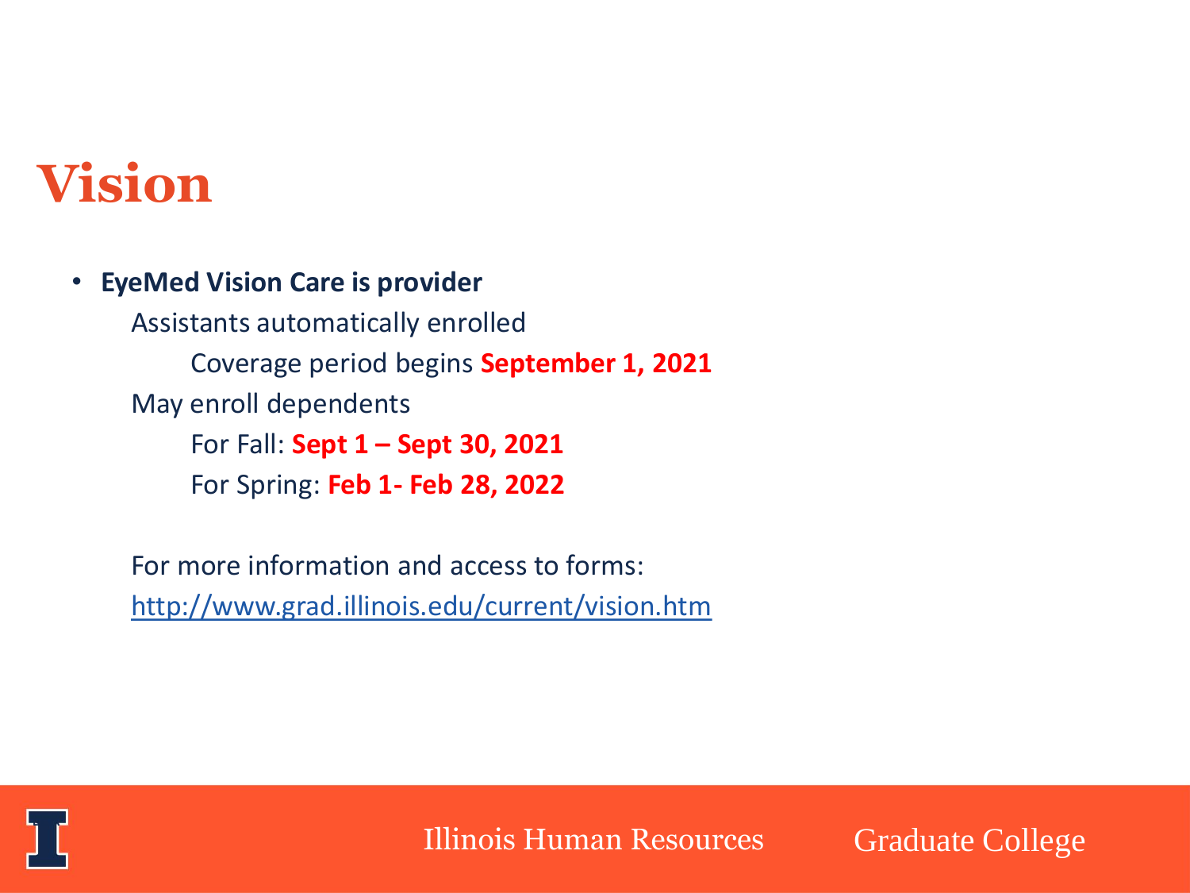# Vision

- **EyeMed Vision Care is provider**
  - Assistants automatically enrolled
    - Coverage period begins **September 1, 2021**
  - May enroll dependents
    - For Fall: **Sept 1 – Sept 30, 2021**
    - For Spring: **Feb 1- Feb 28, 2022**

  For more information and access to forms:
  http://www.grad.illinois.edu/current/vision.htm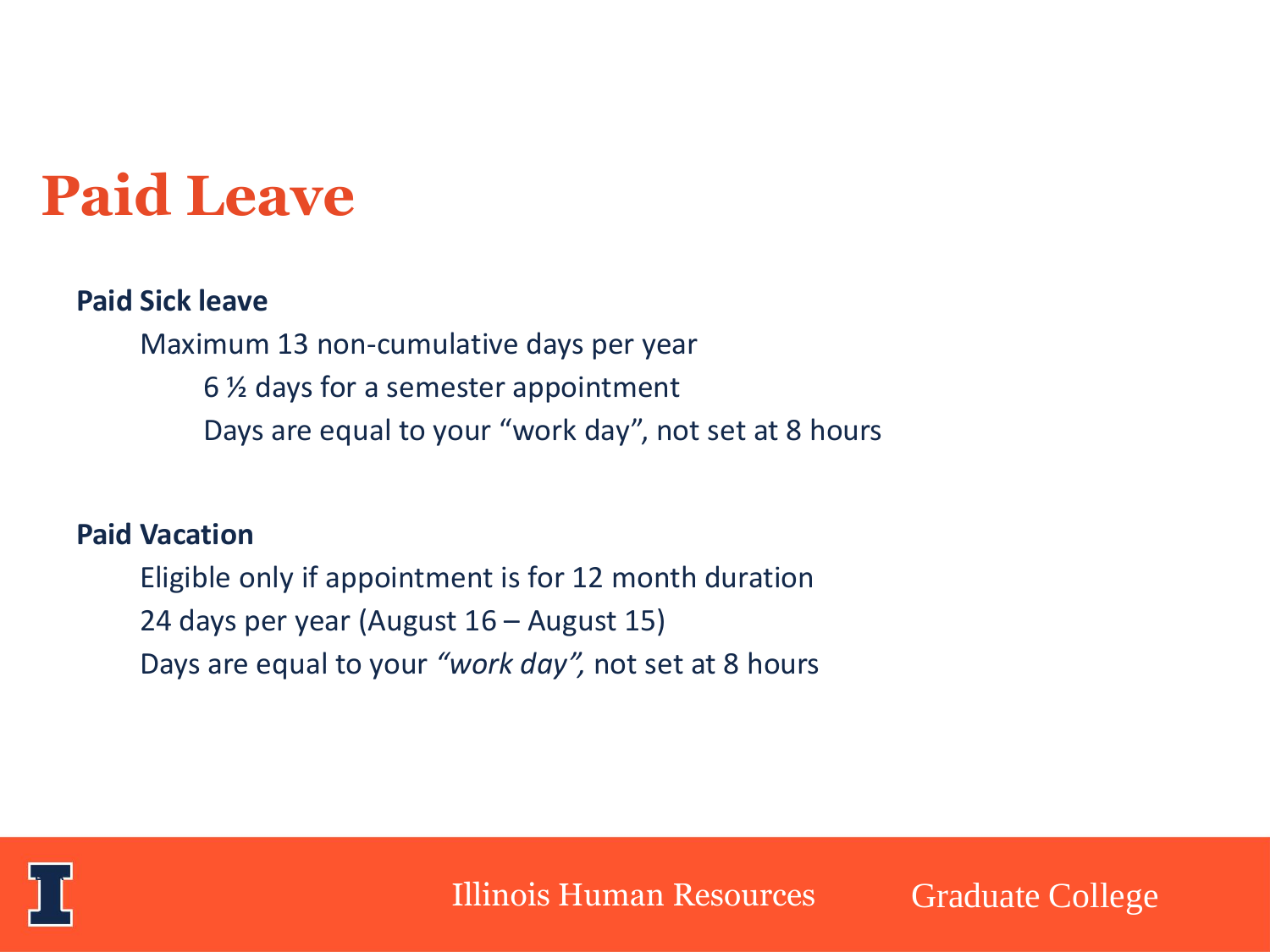# Paid Leave

**Paid Sick leave**

- Maximum 13 non-cumulative days per year
  - 6 ½ days for a semester appointment
  - Days are equal to your "work day", not set at 8 hours

**Paid Vacation**

- Eligible only if appointment is for 12 month duration
- 24 days per year (August 16 – August 15)
- Days are equal to your *"work day",* not set at 8 hours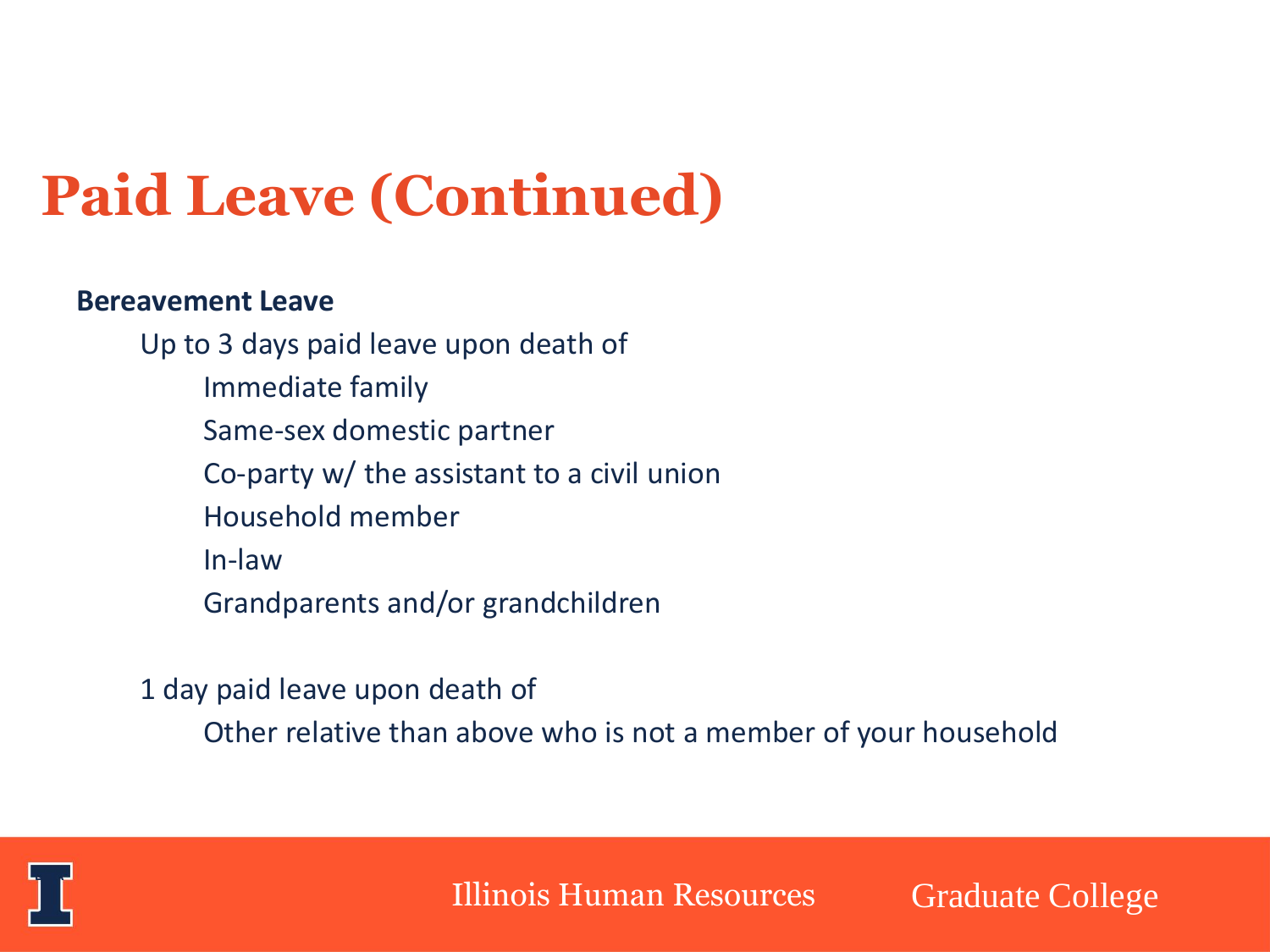# Paid Leave (Continued)

**Bereavement Leave**

- Up to 3 days paid leave upon death of
  - Immediate family
  - Same-sex domestic partner
  - Co-party w/ the assistant to a civil union
  - Household member
  - In-law
  - Grandparents and/or grandchildren

- 1 day paid leave upon death of
  - Other relative than above who is not a member of your household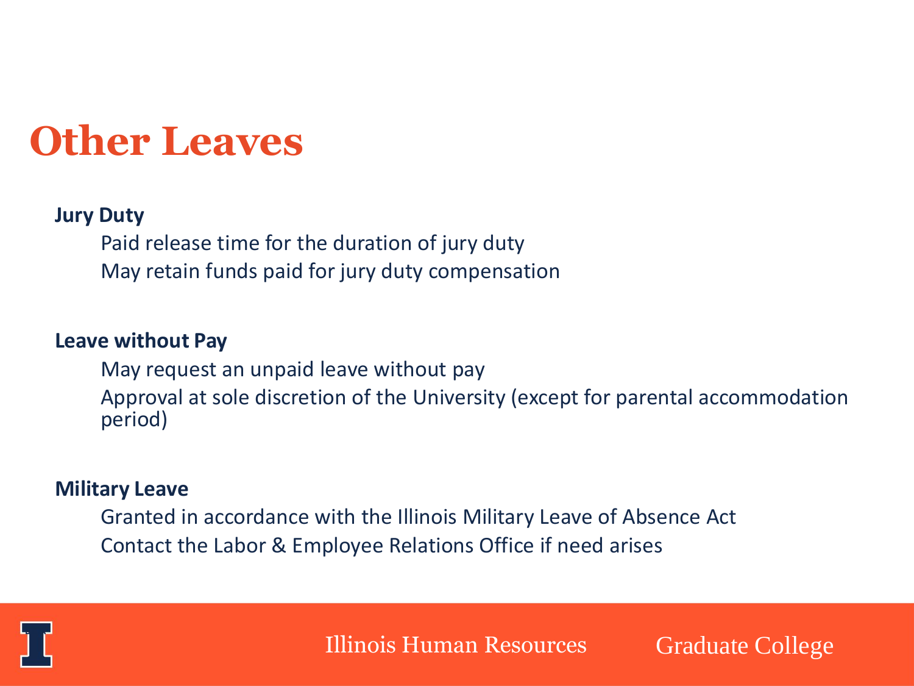# Other Leaves

**Jury Duty**

Paid release time for the duration of jury duty

May retain funds paid for jury duty compensation

**Leave without Pay**

May request an unpaid leave without pay

Approval at sole discretion of the University (except for parental accommodation period)

**Military Leave**

Granted in accordance with the Illinois Military Leave of Absence Act

Contact the Labor & Employee Relations Office if need arises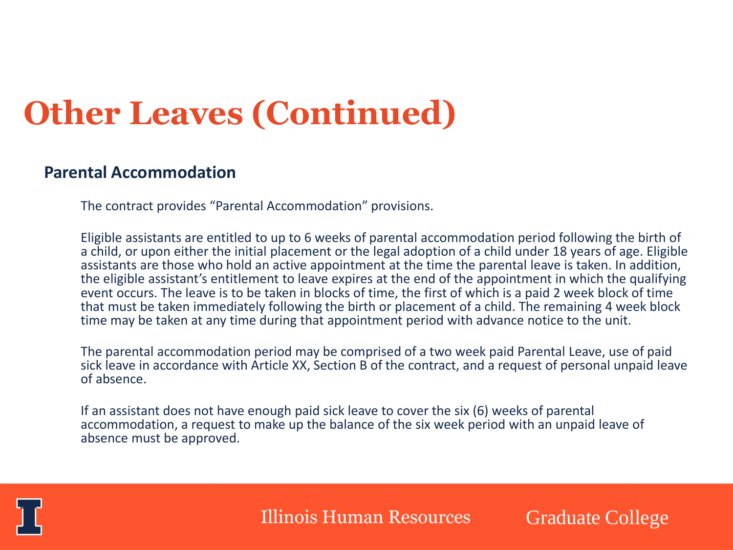# Other Leaves (Continued)

## Parental Accommodation

The contract provides "Parental Accommodation" provisions.

Eligible assistants are entitled to up to 6 weeks of parental accommodation period following the birth of a child, or upon either the initial placement or the legal adoption of a child under 18 years of age. Eligible assistants are those who hold an active appointment at the time the parental leave is taken. In addition, the eligible assistant's entitlement to leave expires at the end of the appointment in which the qualifying event occurs. The leave is to be taken in blocks of time, the first of which is a paid 2 week block of time that must be taken immediately following the birth or placement of a child. The remaining 4 week block time may be taken at any time during that appointment period with advance notice to the unit.

The parental accommodation period may be comprised of a two week paid Parental Leave, use of paid sick leave in accordance with Article XX, Section B of the contract, and a request of personal unpaid leave of absence.

If an assistant does not have enough paid sick leave to cover the six (6) weeks of parental accommodation, a request to make up the balance of the six week period with an unpaid leave of absence must be approved.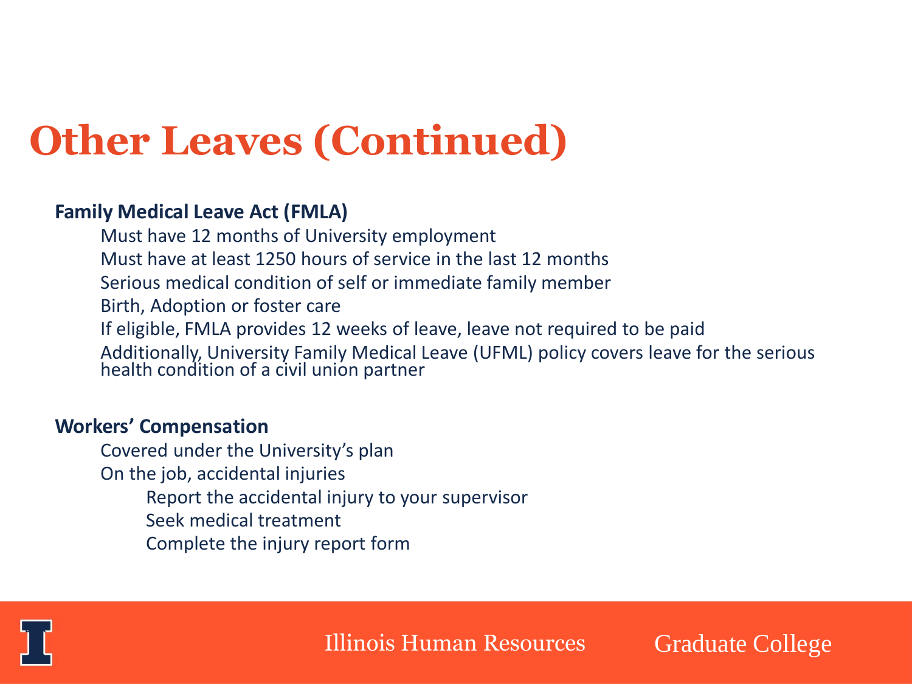# Other Leaves (Continued)

**Family Medical Leave Act (FMLA)**

- Must have 12 months of University employment
- Must have at least 1250 hours of service in the last 12 months
- Serious medical condition of self or immediate family member
- Birth, Adoption or foster care
- If eligible, FMLA provides 12 weeks of leave, leave not required to be paid
- Additionally, University Family Medical Leave (UFML) policy covers leave for the serious health condition of a civil union partner

**Workers' Compensation**

- Covered under the University's plan
- On the job, accidental injuries
  - Report the accidental injury to your supervisor
  - Seek medical treatment
  - Complete the injury report form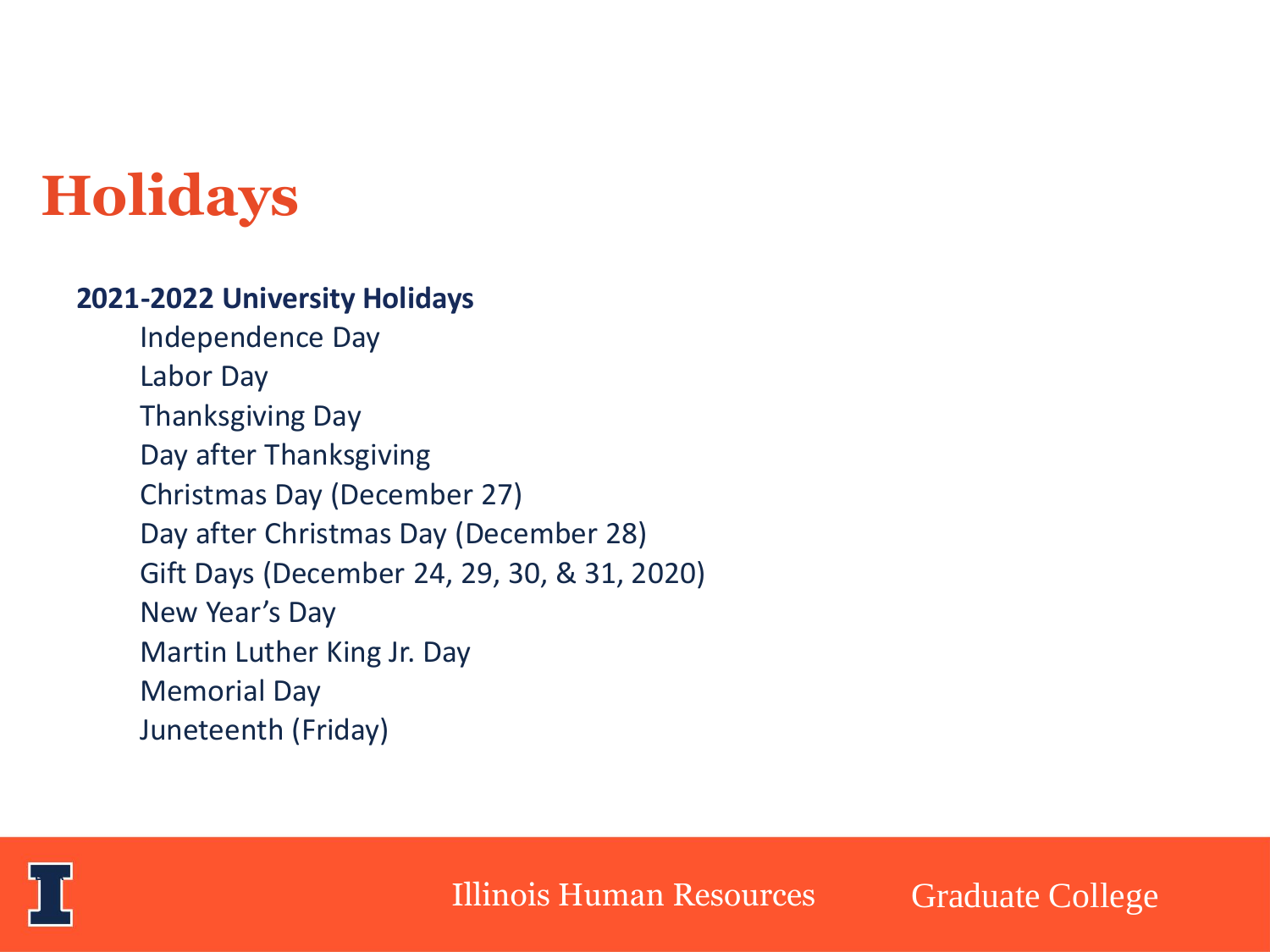# Holidays

**2021-2022 University Holidays**

- Independence Day
- Labor Day
- Thanksgiving Day
- Day after Thanksgiving
- Christmas Day (December 27)
- Day after Christmas Day (December 28)
- Gift Days (December 24, 29, 30, & 31, 2020)
- New Year's Day
- Martin Luther King Jr. Day
- Memorial Day
- Juneteenth (Friday)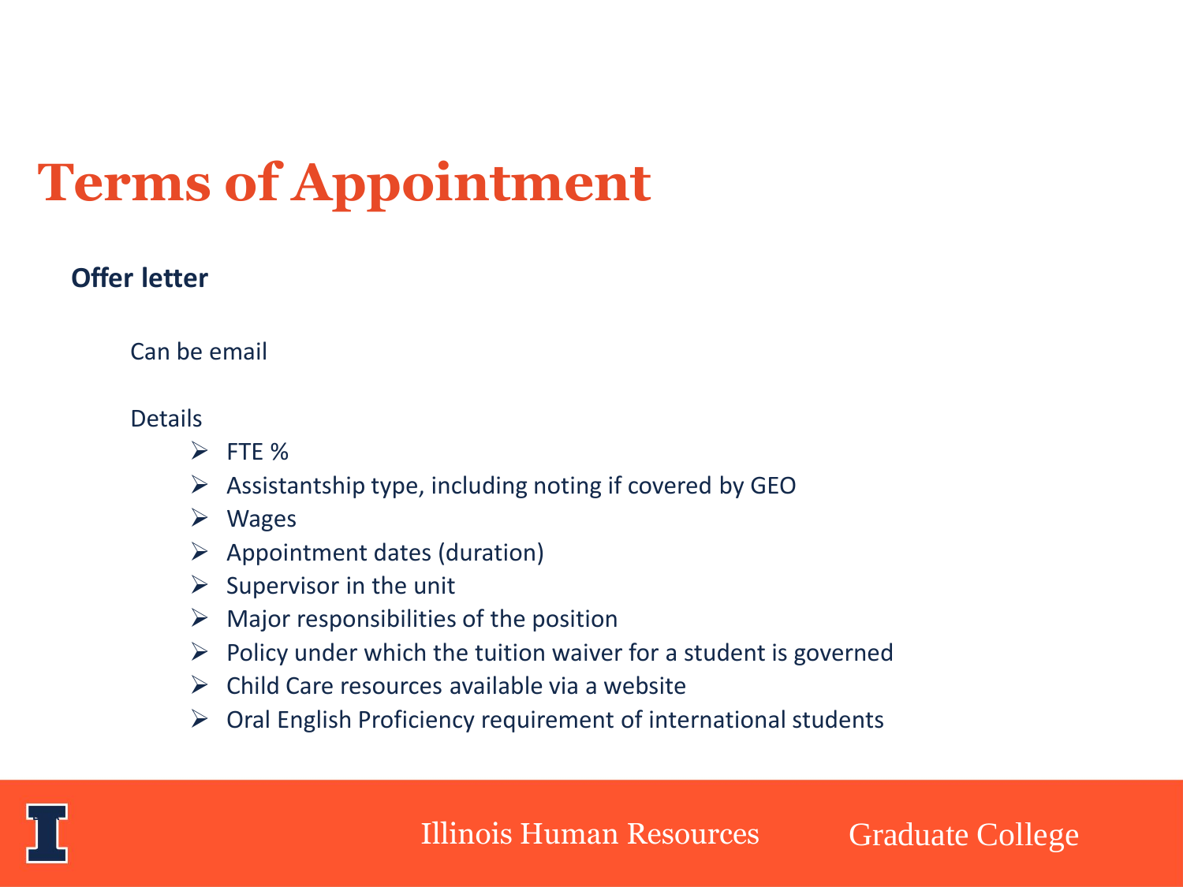# Terms of Appointment

**Offer letter**

Can be email

Details

- FTE %
- Assistantship type, including noting if covered by GEO
- Wages
- Appointment dates (duration)
- Supervisor in the unit
- Major responsibilities of the position
- Policy under which the tuition waiver for a student is governed
- Child Care resources available via a website
- Oral English Proficiency requirement of international students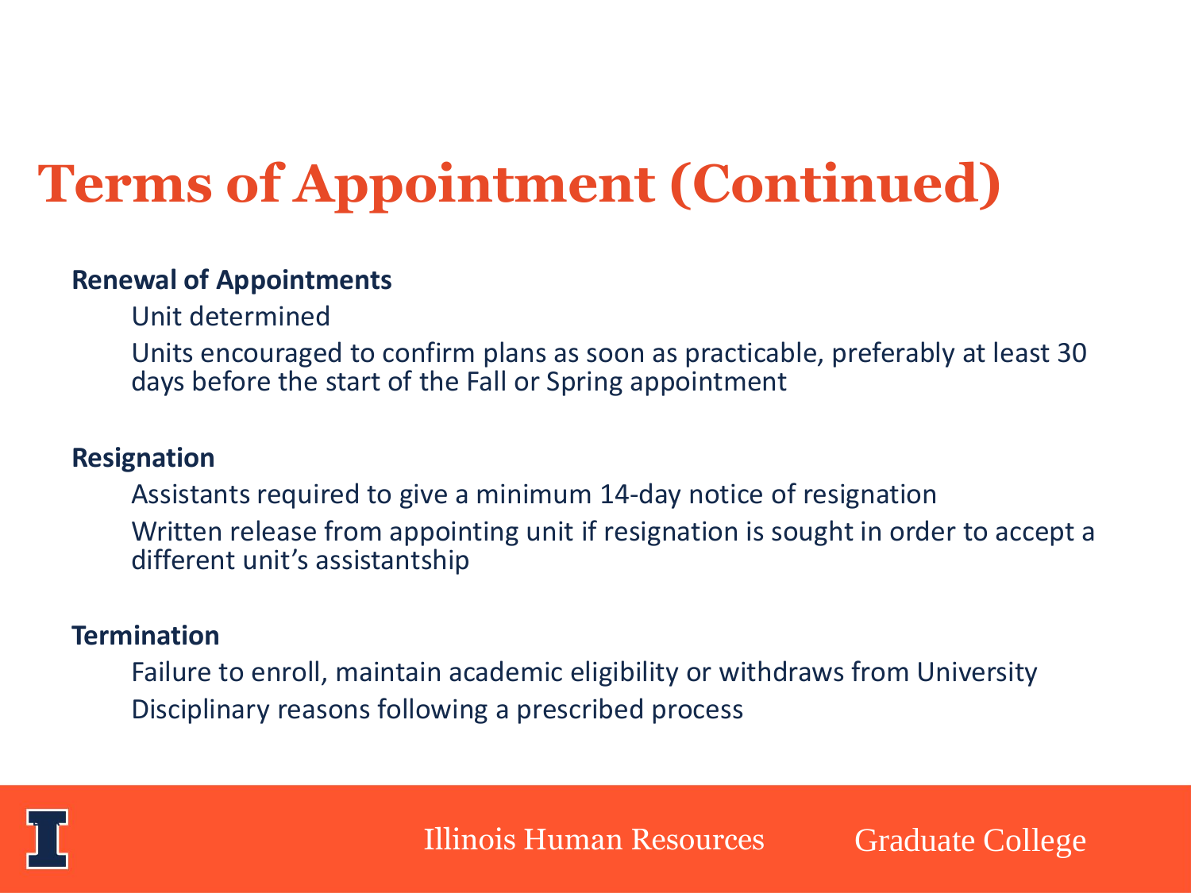# Terms of Appointment (Continued)

**Renewal of Appointments**

- Unit determined
- Units encouraged to confirm plans as soon as practicable, preferably at least 30 days before the start of the Fall or Spring appointment

**Resignation**

- Assistants required to give a minimum 14-day notice of resignation
- Written release from appointing unit if resignation is sought in order to accept a different unit's assistantship

**Termination**

- Failure to enroll, maintain academic eligibility or withdraws from University
- Disciplinary reasons following a prescribed process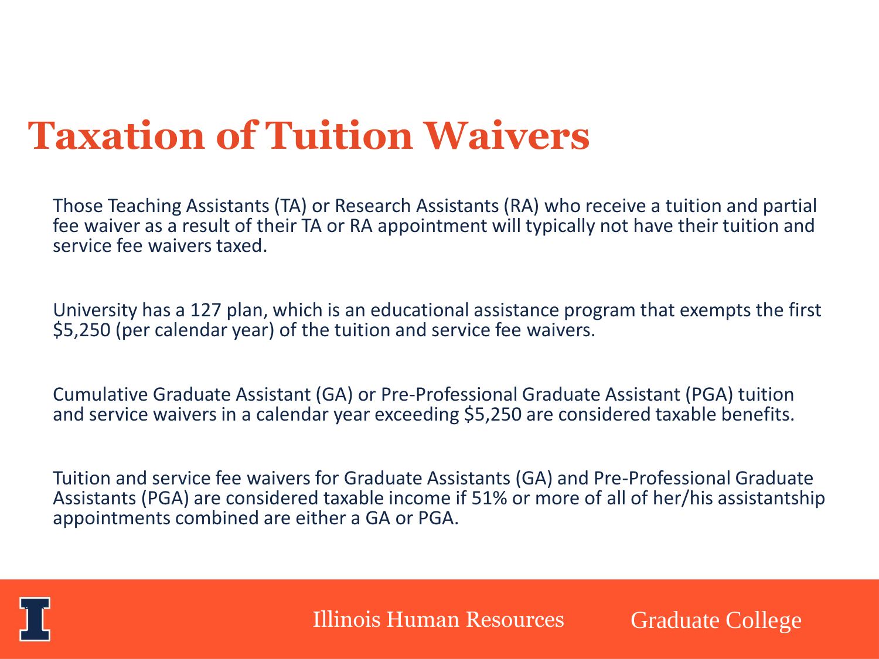# Taxation of Tuition Waivers

Those Teaching Assistants (TA) or Research Assistants (RA) who receive a tuition and partial fee waiver as a result of their TA or RA appointment will typically not have their tuition and service fee waivers taxed.

University has a 127 plan, which is an educational assistance program that exempts the first $5,250 (per calendar year) of the tuition and service fee waivers.

Cumulative Graduate Assistant (GA) or Pre-Professional Graduate Assistant (PGA) tuition and service waivers in a calendar year exceeding $5,250 are considered taxable benefits.

Tuition and service fee waivers for Graduate Assistants (GA) and Pre-Professional Graduate Assistants (PGA) are considered taxable income if 51% or more of all of her/his assistantship appointments combined are either a GA or PGA.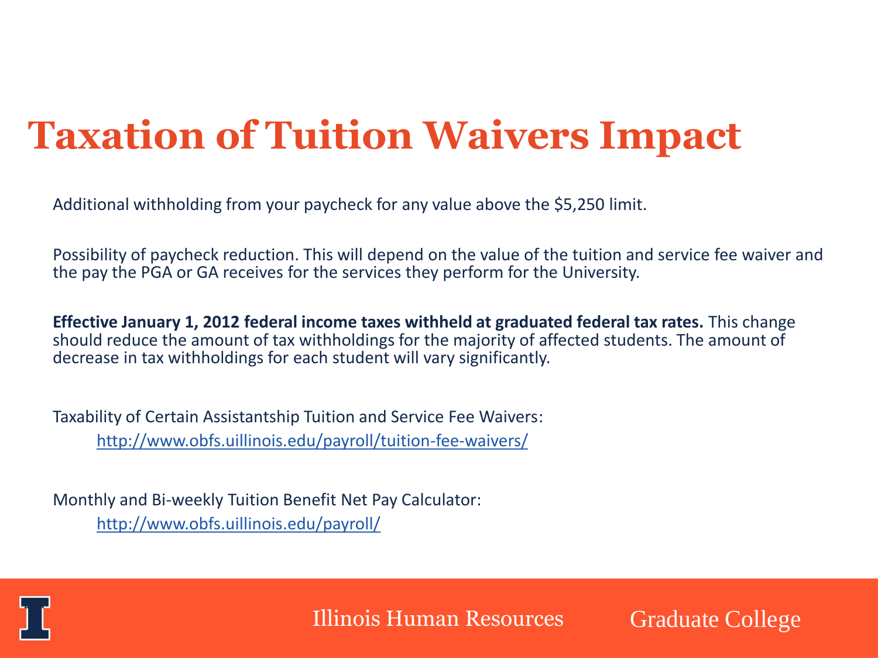# Taxation of Tuition Waivers Impact

Additional withholding from your paycheck for any value above the $5,250 limit.

Possibility of paycheck reduction. This will depend on the value of the tuition and service fee waiver and the pay the PGA or GA receives for the services they perform for the University.

**Effective January 1, 2012 federal income taxes withheld at graduated federal tax rates.** This change should reduce the amount of tax withholdings for the majority of affected students. The amount of decrease in tax withholdings for each student will vary significantly.

Taxability of Certain Assistantship Tuition and Service Fee Waivers:

http://www.obfs.uillinois.edu/payroll/tuition-fee-waivers/

Monthly and Bi-weekly Tuition Benefit Net Pay Calculator:

http://www.obfs.uillinois.edu/payroll/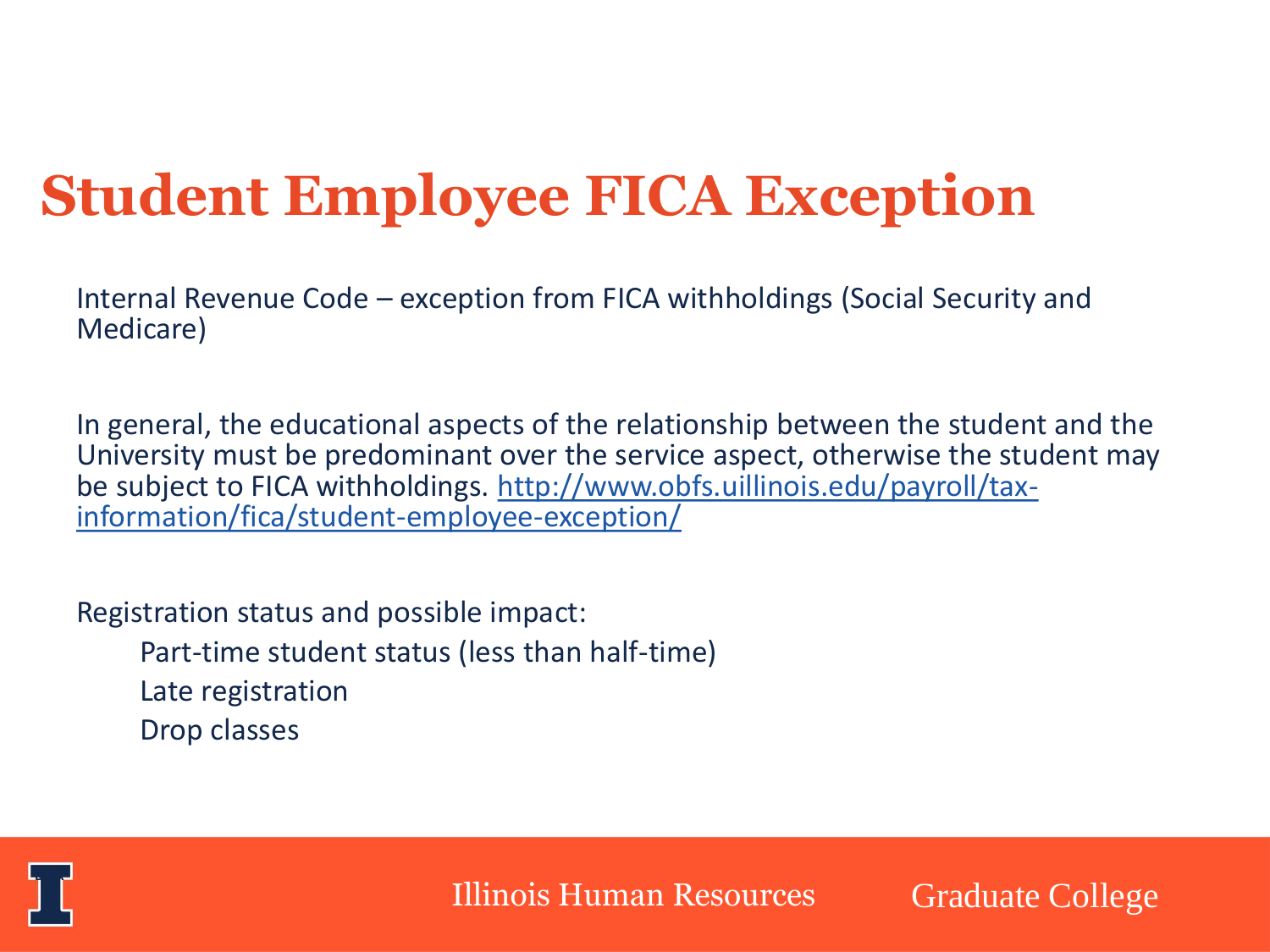# Student Employee FICA Exception

Internal Revenue Code – exception from FICA withholdings (Social Security and Medicare)

In general, the educational aspects of the relationship between the student and the University must be predominant over the service aspect, otherwise the student may be subject to FICA withholdings. [http://www.obfs.uillinois.edu/payroll/tax-information/fica/student-employee-exception/](http://www.obfs.uillinois.edu/payroll/tax-information/fica/student-employee-exception/)

Registration status and possible impact:

- Part-time student status (less than half-time)
- Late registration
- Drop classes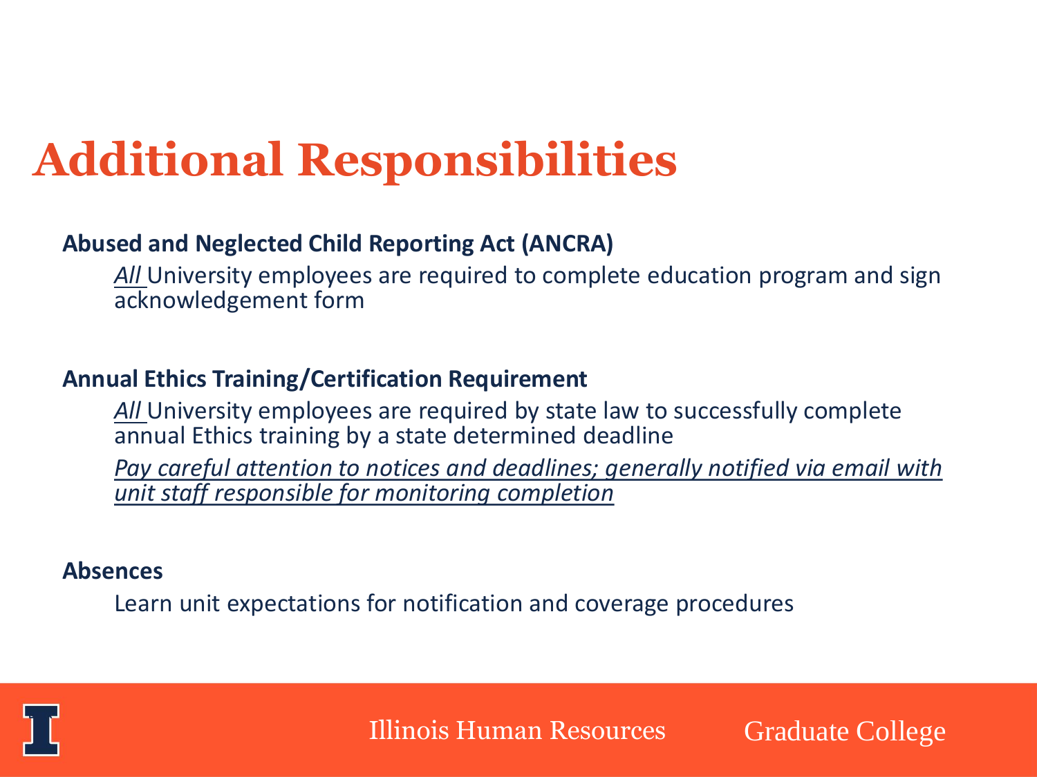# Additional Responsibilities

**Abused and Neglected Child Reporting Act (ANCRA)**

*All* University employees are required to complete education program and sign acknowledgement form

**Annual Ethics Training/Certification Requirement**

*All* University employees are required by state law to successfully complete annual Ethics training by a state determined deadline

*Pay careful attention to notices and deadlines; generally notified via email with unit staff responsible for monitoring completion*

**Absences**

Learn unit expectations for notification and coverage procedures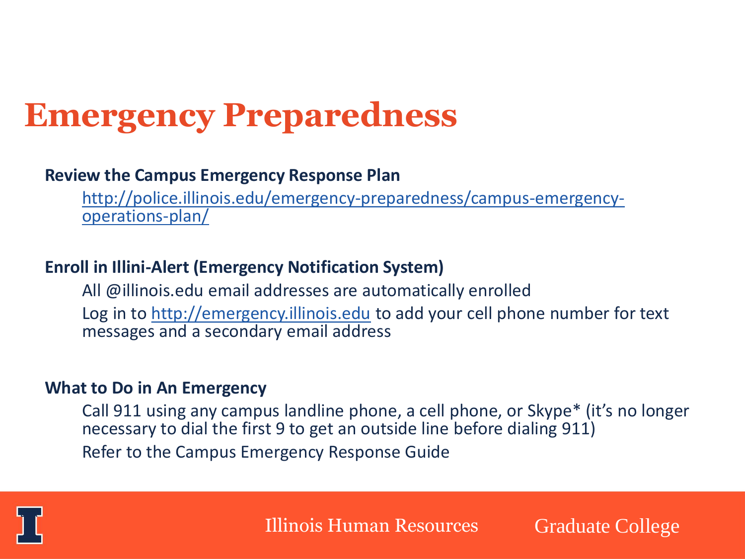# Emergency Preparedness

**Review the Campus Emergency Response Plan**

http://police.illinois.edu/emergency-preparedness/campus-emergency-operations-plan/

**Enroll in Illini-Alert (Emergency Notification System)**

All @illinois.edu email addresses are automatically enrolled

Log in to http://emergency.illinois.edu to add your cell phone number for text messages and a secondary email address

**What to Do in An Emergency**

Call 911 using any campus landline phone, a cell phone, or Skype* (it's no longer necessary to dial the first 9 to get an outside line before dialing 911)

Refer to the Campus Emergency Response Guide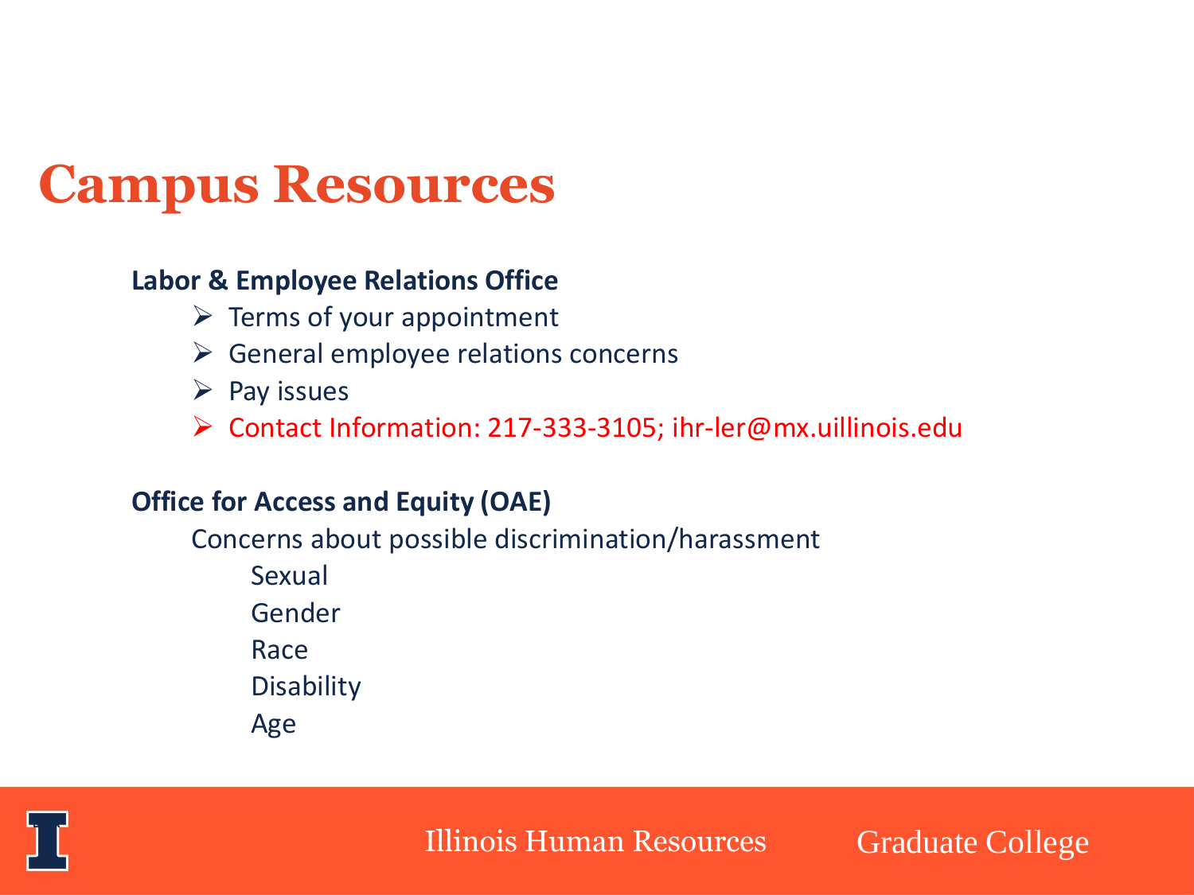# Campus Resources

**Labor & Employee Relations Office**

- Terms of your appointment
- General employee relations concerns
- Pay issues
- Contact Information: 217-333-3105; ihr-ler@mx.uillinois.edu

**Office for Access and Equity (OAE)**

Concerns about possible discrimination/harassment

Sexual

Gender

Race

Disability

Age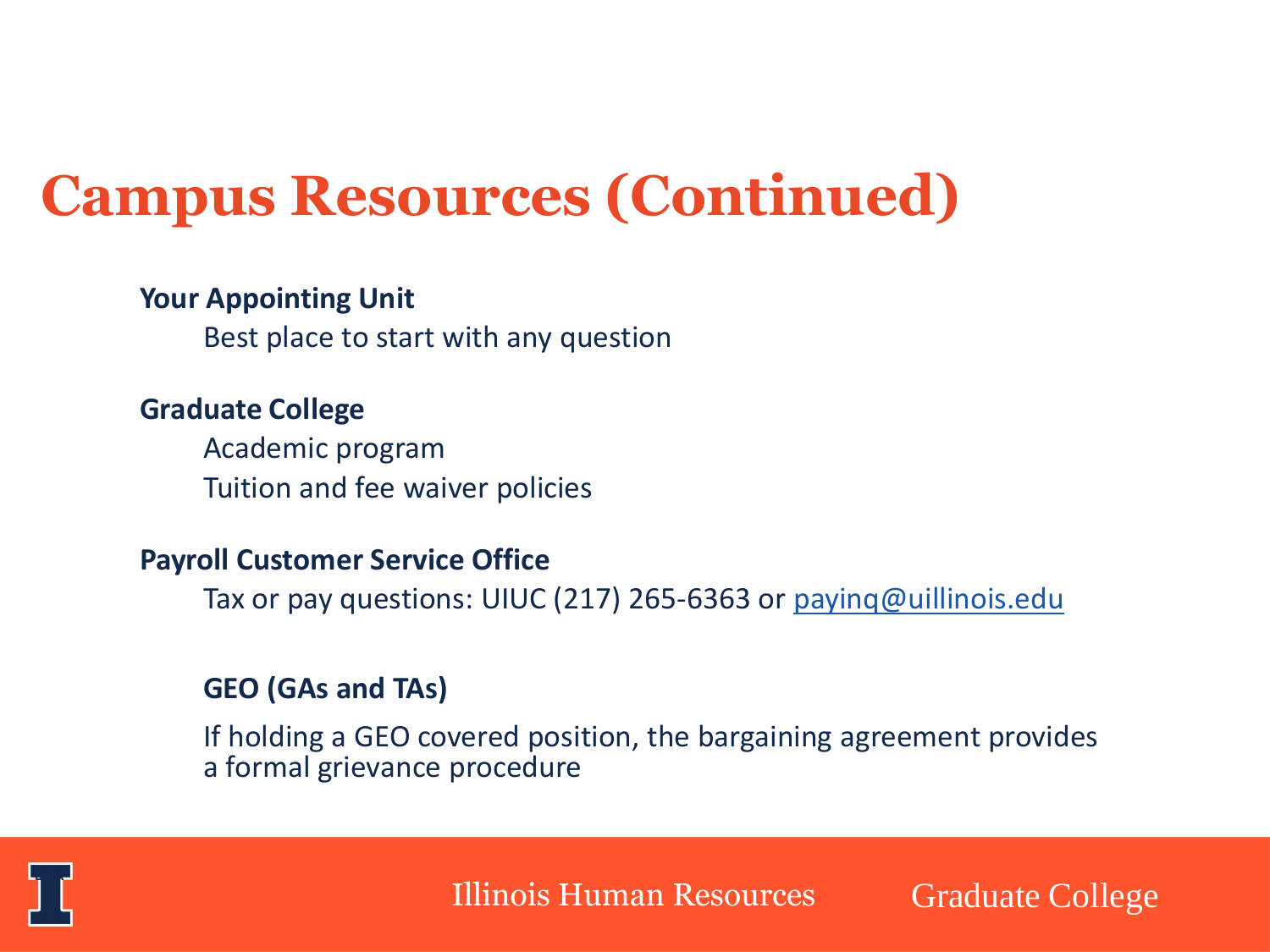# Campus Resources (Continued)

**Your Appointing Unit**

Best place to start with any question

**Graduate College**

Academic program

Tuition and fee waiver policies

**Payroll Customer Service Office**

Tax or pay questions: UIUC (217) 265-6363 or payinq@uillinois.edu

**GEO (GAs and TAs)**

If holding a GEO covered position, the bargaining agreement provides a formal grievance procedure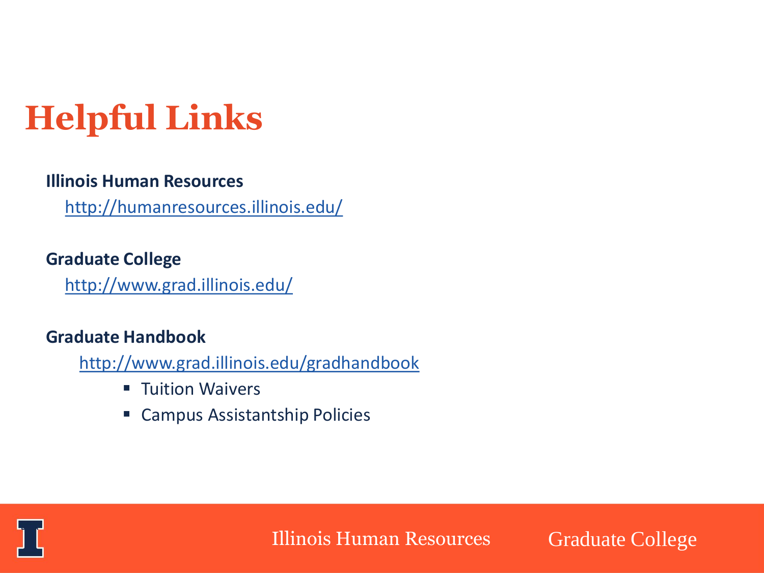# Helpful Links

**Illinois Human Resources**

http://humanresources.illinois.edu/

**Graduate College**

http://www.grad.illinois.edu/

**Graduate Handbook**

http://www.grad.illinois.edu/gradhandbook

- Tuition Waivers
- Campus Assistantship Policies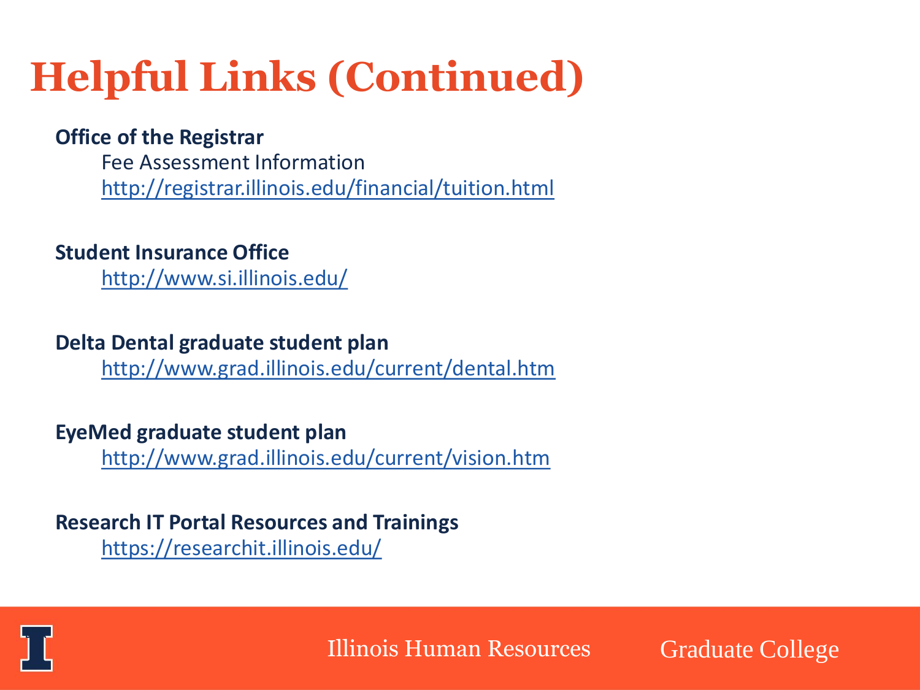# Helpful Links (Continued)

**Office of the Registrar**

Fee Assessment Information

http://registrar.illinois.edu/financial/tuition.html

**Student Insurance Office**

http://www.si.illinois.edu/

**Delta Dental graduate student plan**

http://www.grad.illinois.edu/current/dental.htm

**EyeMed graduate student plan**

http://www.grad.illinois.edu/current/vision.htm

**Research IT Portal Resources and Trainings**

https://researchit.illinois.edu/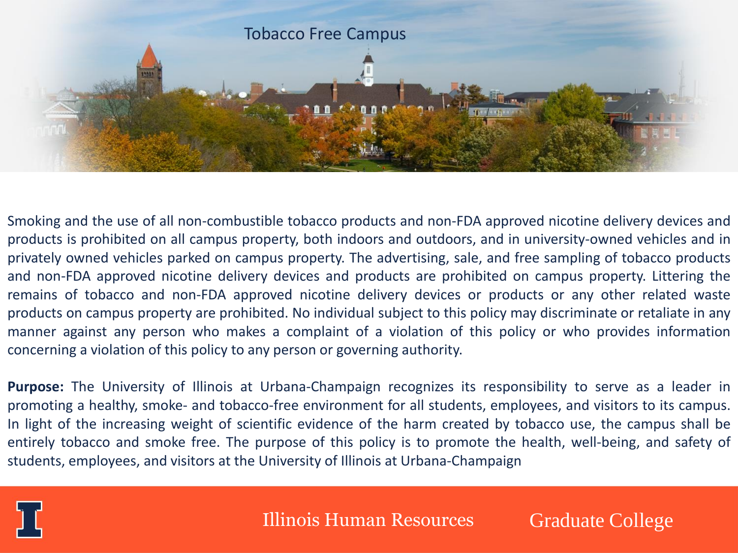# Tobacco Free Campus

Smoking and the use of all non-combustible tobacco products and non-FDA approved nicotine delivery devices and products is prohibited on all campus property, both indoors and outdoors, and in university-owned vehicles and in privately owned vehicles parked on campus property. The advertising, sale, and free sampling of tobacco products and non-FDA approved nicotine delivery devices and products are prohibited on campus property. Littering the remains of tobacco and non-FDA approved nicotine delivery devices or products or any other related waste products on campus property are prohibited. No individual subject to this policy may discriminate or retaliate in any manner against any person who makes a complaint of a violation of this policy or who provides information concerning a violation of this policy to any person or governing authority.

**Purpose:** The University of Illinois at Urbana-Champaign recognizes its responsibility to serve as a leader in promoting a healthy, smoke- and tobacco-free environment for all students, employees, and visitors to its campus. In light of the increasing weight of scientific evidence of the harm created by tobacco use, the campus shall be entirely tobacco and smoke free. The purpose of this policy is to promote the health, well-being, and safety of students, employees, and visitors at the University of Illinois at Urbana-Champaign

Illinois Human Resources Graduate College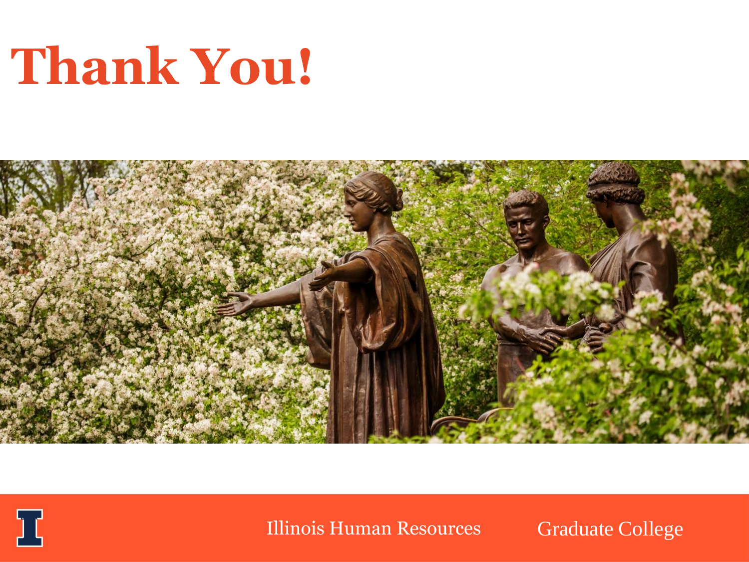# Thank You!

Illinois Human Resources

Graduate College